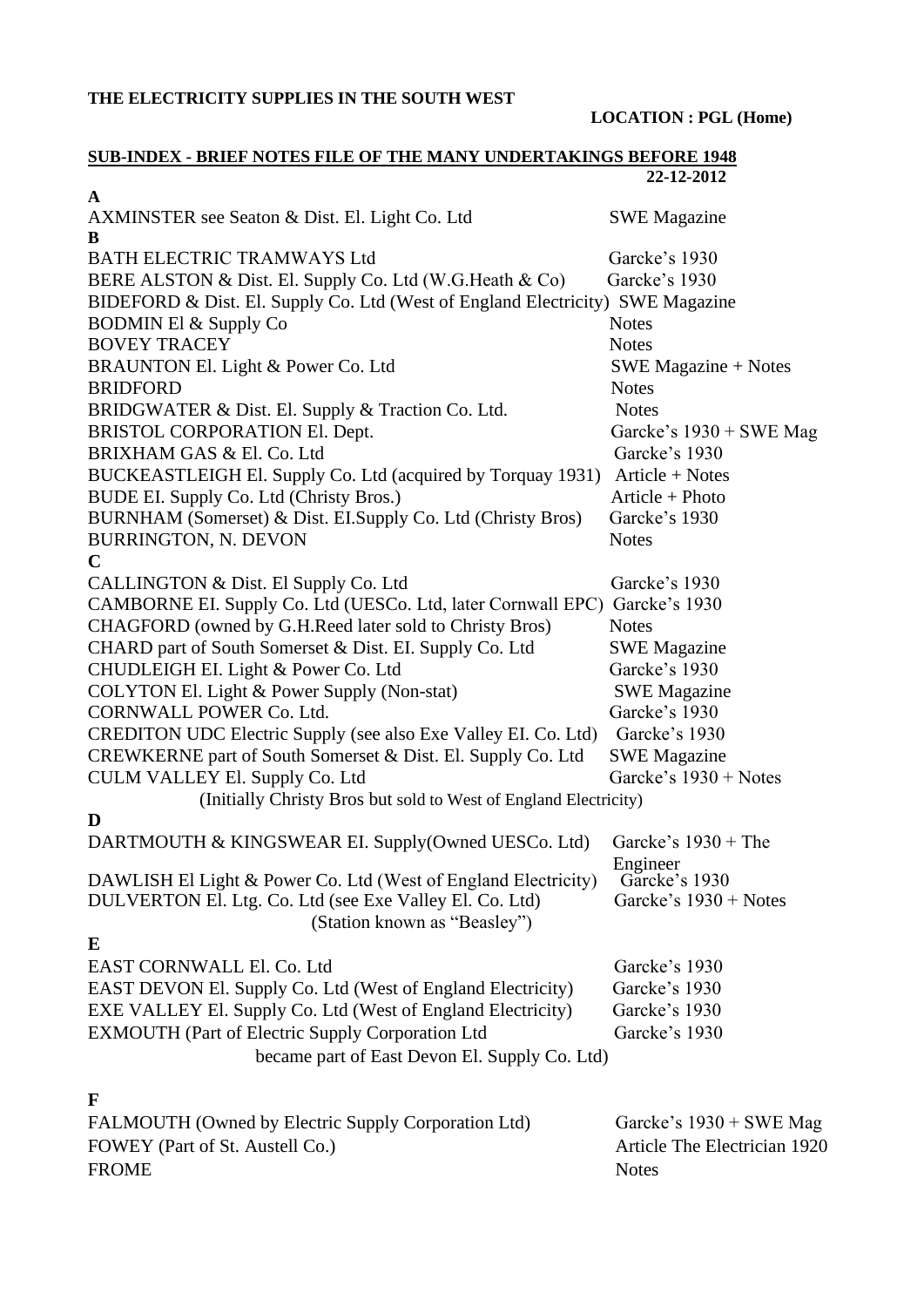**THE ELECTRICITY SUPPLIES IN THE SOUTH WEST**

**LOCATION : PGL (Home)**

**SUB-INDEX - BRIEF NOTES FILE OF THE MANY UNDERTAKINGS BEFORE 1948**

**22-12-2012**

| Undertaking | Source |
|---|---|
| **A** | |
| AXMINSTER see Seaton & Dist. El. Light Co. Ltd | SWE Magazine |
| **B** | |
| BATH ELECTRIC TRAMWAYS Ltd | Garcke's 1930 |
| BERE ALSTON & Dist. El. Supply Co. Ltd (W.G.Heath & Co) | Garcke's 1930 |
| BIDEFORD & Dist. El. Supply Co. Ltd (West of England Electricity) | SWE Magazine |
| BODMIN El & Supply Co | Notes |
| BOVEY TRACEY | Notes |
| BRAUNTON El. Light & Power Co. Ltd | SWE Magazine + Notes |
| BRIDFORD | Notes |
| BRIDGWATER & Dist. El. Supply & Traction Co. Ltd. | Notes |
| BRISTOL CORPORATION El. Dept. | Garcke's 1930 + SWE Mag |
| BRIXHAM GAS & El. Co. Ltd | Garcke's 1930 |
| BUCKEASTLEIGH El. Supply Co. Ltd (acquired by Torquay 1931) | Article + Notes |
| BUDE EI. Supply Co. Ltd (Christy Bros.) | Article + Photo |
| BURNHAM (Somerset) & Dist. EI.Supply Co. Ltd (Christy Bros) | Garcke's 1930 |
| BURRINGTON, N. DEVON | Notes |
| **C** | |
| CALLINGTON & Dist. El Supply Co. Ltd | Garcke's 1930 |
| CAMBORNE EI. Supply Co. Ltd (UESCo. Ltd, later Cornwall EPC) | Garcke's 1930 |
| CHAGFORD (owned by G.H.Reed later sold to Christy Bros) | Notes |
| CHARD part of South Somerset & Dist. EI. Supply Co. Ltd | SWE Magazine |
| CHUDLEIGH EI. Light & Power Co. Ltd | Garcke's 1930 |
| COLYTON El. Light & Power Supply (Non-stat) | SWE Magazine |
| CORNWALL POWER Co. Ltd. | Garcke's 1930 |
| CREDITON UDC Electric Supply (see also Exe Valley EI. Co. Ltd) | Garcke's 1930 |
| CREWKERNE part of South Somerset & Dist. El. Supply Co. Ltd | SWE Magazine |
| CULM VALLEY El. Supply Co. Ltd (Initially Christy Bros but sold to West of England Electricity) | Garcke's 1930 + Notes |
| **D** | |
| DARTMOUTH & KINGSWEAR EI. Supply(Owned UESCo. Ltd) | Garcke's 1930 + The Engineer |
| DAWLISH El Light & Power Co. Ltd (West of England Electricity) | Garcke's 1930 |
| DULVERTON El. Ltg. Co. Ltd (see Exe Valley El. Co. Ltd) (Station known as "Beasley") | Garcke's 1930 + Notes |
| **E** | |
| EAST CORNWALL El. Co. Ltd | Garcke's 1930 |
| EAST DEVON El. Supply Co. Ltd (West of England Electricity) | Garcke's 1930 |
| EXE VALLEY El. Supply Co. Ltd (West of England Electricity) | Garcke's 1930 |
| EXMOUTH (Part of Electric Supply Corporation Ltd became part of East Devon El. Supply Co. Ltd) | Garcke's 1930 |
| **F** | |
| FALMOUTH (Owned by Electric Supply Corporation Ltd) | Garcke's 1930 + SWE Mag |
| FOWEY (Part of St. Austell Co.) | Article The Electrician 1920 |
| FROME | Notes |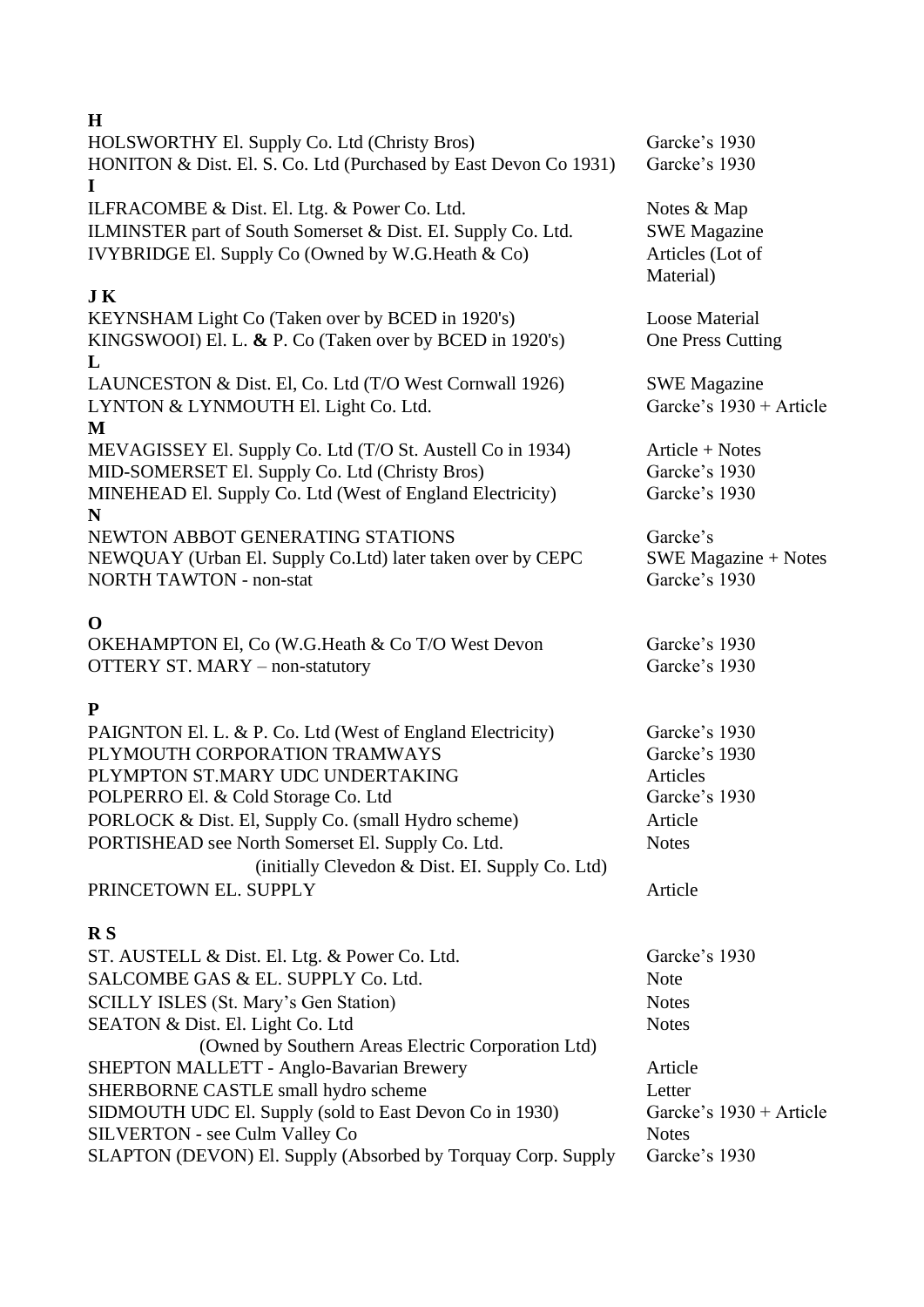**H**

| | |
|---|---|
| HOLSWORTHY El. Supply Co. Ltd (Christy Bros) | Garcke's 1930 |
| HONITON & Dist. El. S. Co. Ltd (Purchased by East Devon Co 1931) | Garcke's 1930 |

**I**

| | |
|---|---|
| ILFRACOMBE & Dist. El. Ltg. & Power Co. Ltd. | Notes & Map |
| ILMINSTER part of South Somerset & Dist. EI. Supply Co. Ltd. | SWE Magazine |
| IVYBRIDGE El. Supply Co (Owned by W.G.Heath & Co) | Articles (Lot of Material) |

**J K**

| | |
|---|---|
| KEYNSHAM Light Co (Taken over by BCED in 1920's) | Loose Material |
| KINGSWOOI) El. L. **&** P. Co (Taken over by BCED in 1920's) | One Press Cutting |

**L**

| | |
|---|---|
| LAUNCESTON & Dist. El, Co. Ltd (T/O West Cornwall 1926) | SWE Magazine |
| LYNTON & LYNMOUTH El. Light Co. Ltd. | Garcke's 1930 + Article |

**M**

| | |
|---|---|
| MEVAGISSEY El. Supply Co. Ltd (T/O St. Austell Co in 1934) | Article + Notes |
| MID-SOMERSET El. Supply Co. Ltd (Christy Bros) | Garcke's 1930 |
| MINEHEAD El. Supply Co. Ltd (West of England Electricity) | Garcke's 1930 |

**N**

| | |
|---|---|
| NEWTON ABBOT GENERATING STATIONS | Garcke's |
| NEWQUAY (Urban El. Supply Co.Ltd) later taken over by CEPC | SWE Magazine + Notes |
| NORTH TAWTON - non-stat | Garcke's 1930 |

**O**

| | |
|---|---|
| OKEHAMPTON El, Co (W.G.Heath & Co T/O West Devon | Garcke's 1930 |
| OTTERY ST. MARY – non-statutory | Garcke's 1930 |

**P**

| | |
|---|---|
| PAIGNTON El. L. & P. Co. Ltd (West of England Electricity) | Garcke's 1930 |
| PLYMOUTH CORPORATION TRAMWAYS | Garcke's 1930 |
| PLYMPTON ST.MARY UDC UNDERTAKING | Articles |
| POLPERRO El. & Cold Storage Co. Ltd | Garcke's 1930 |
| PORLOCK & Dist. El, Supply Co. (small Hydro scheme) | Article |
| PORTISHEAD see North Somerset El. Supply Co. Ltd. (initially Clevedon & Dist. EI. Supply Co. Ltd) | Notes |
| PRINCETOWN EL. SUPPLY | Article |

**R S**

| | |
|---|---|
| ST. AUSTELL & Dist. El. Ltg. & Power Co. Ltd. | Garcke's 1930 |
| SALCOMBE GAS & EL. SUPPLY Co. Ltd. | Note |
| SCILLY ISLES (St. Mary's Gen Station) | Notes |
| SEATON & Dist. El. Light Co. Ltd (Owned by Southern Areas Electric Corporation Ltd) | Notes |
| SHEPTON MALLETT - Anglo-Bavarian Brewery | Article |
| SHERBORNE CASTLE small hydro scheme | Letter |
| SIDMOUTH UDC El. Supply (sold to East Devon Co in 1930) | Garcke's 1930 + Article |
| SILVERTON - see Culm Valley Co | Notes |
| SLAPTON (DEVON) El. Supply (Absorbed by Torquay Corp. Supply | Garcke's 1930 |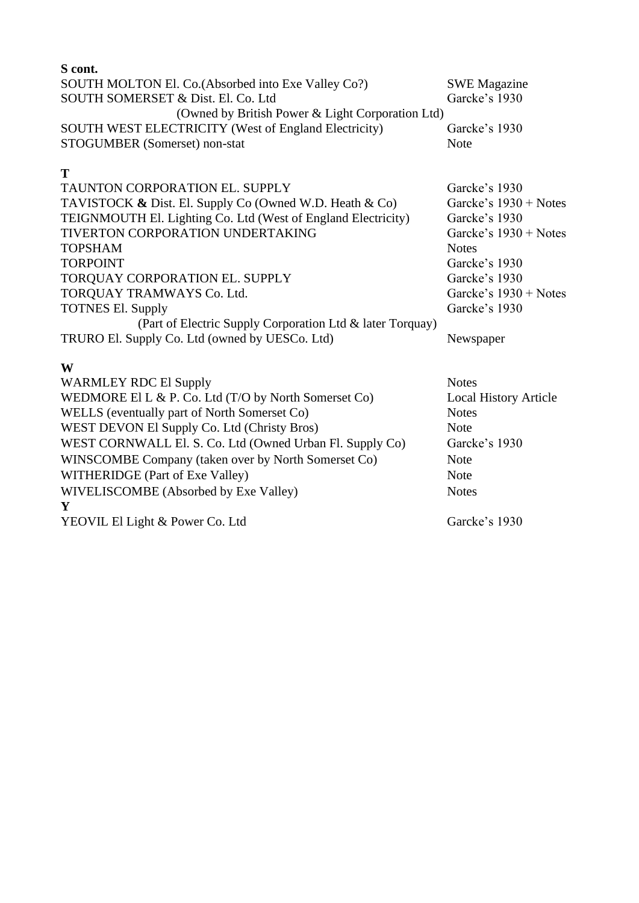**S cont.**

| | |
|---|---|
| SOUTH MOLTON El. Co.(Absorbed into Exe Valley Co?) | SWE Magazine |
| SOUTH SOMERSET & Dist. El. Co. Ltd (Owned by British Power & Light Corporation Ltd) | Garcke's 1930 |
| SOUTH WEST ELECTRICITY (West of England Electricity) | Garcke's 1930 |
| STOGUMBER (Somerset) non-stat | Note |

**T**

| | |
|---|---|
| TAUNTON CORPORATION EL. SUPPLY | Garcke's 1930 |
| TAVISTOCK **&** Dist. El. Supply Co (Owned W.D. Heath & Co) | Garcke's 1930 + Notes |
| TEIGNMOUTH El. Lighting Co. Ltd (West of England Electricity) | Garcke's 1930 |
| TIVERTON CORPORATION UNDERTAKING | Garcke's 1930 + Notes |
| TOPSHAM | Notes |
| TORPOINT | Garcke's 1930 |
| TORQUAY CORPORATION EL. SUPPLY | Garcke's 1930 |
| TORQUAY TRAMWAYS Co. Ltd. | Garcke's 1930 + Notes |
| TOTNES El. Supply (Part of Electric Supply Corporation Ltd & later Torquay) | Garcke's 1930 |
| TRURO El. Supply Co. Ltd (owned by UESCo. Ltd) | Newspaper |

**W**

| | |
|---|---|
| WARMLEY RDC El Supply | Notes |
| WEDMORE El L & P. Co. Ltd (T/O by North Somerset Co) | Local History Article |
| WELLS (eventually part of North Somerset Co) | Notes |
| WEST DEVON El Supply Co. Ltd (Christy Bros) | Note |
| WEST CORNWALL El. S. Co. Ltd (Owned Urban Fl. Supply Co) | Garcke's 1930 |
| WINSCOMBE Company (taken over by North Somerset Co) | Note |
| WITHERIDGE (Part of Exe Valley) | Note |
| WIVELISCOMBE (Absorbed by Exe Valley) | Notes |

**Y**

| | |
|---|---|
| YEOVIL El Light & Power Co. Ltd | Garcke's 1930 |